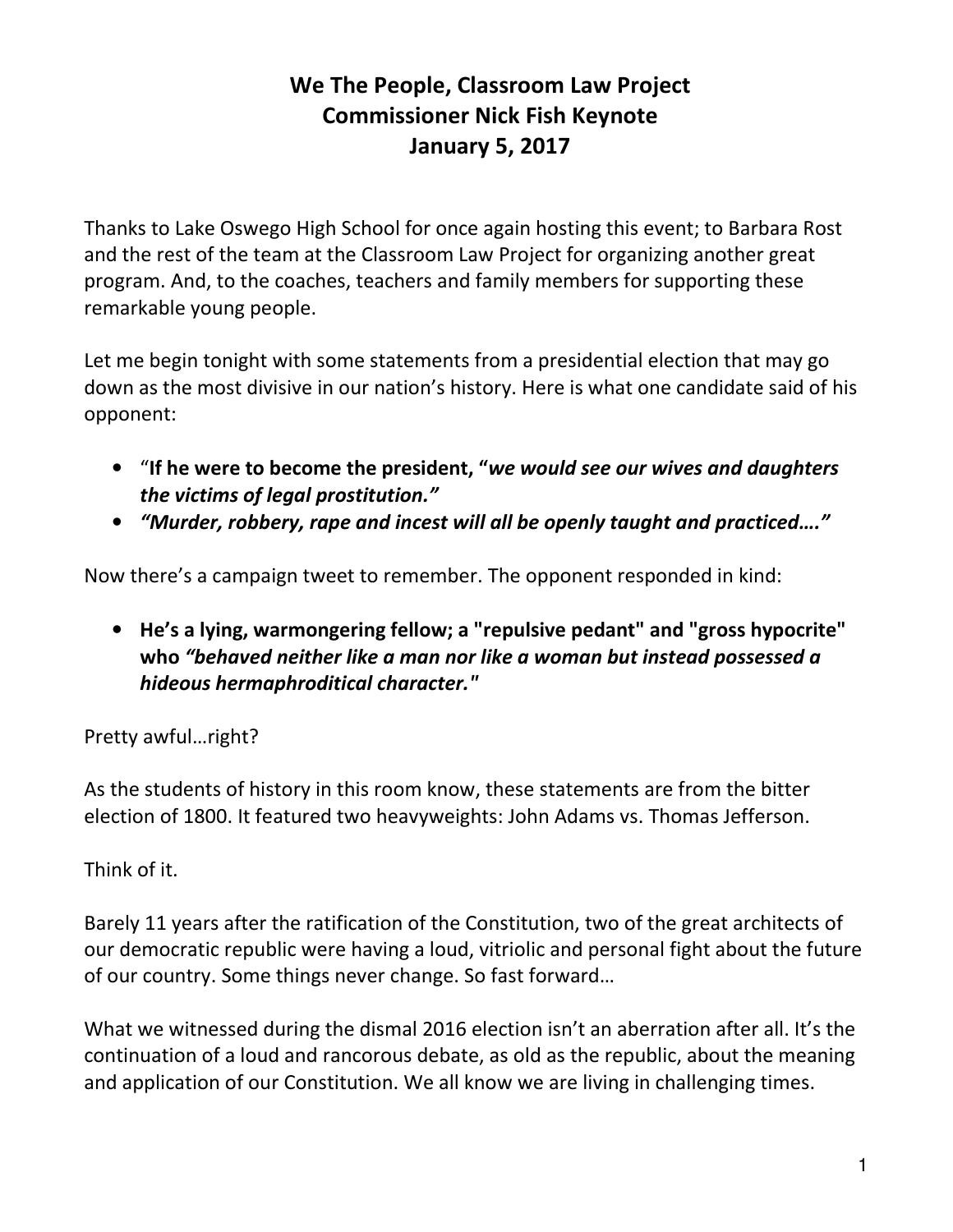# We The People, Classroom Law Project
# Commissioner Nick Fish Keynote
# January 5, 2017

Thanks to Lake Oswego High School for once again hosting this event; to Barbara Rost and the rest of the team at the Classroom Law Project for organizing another great program. And, to the coaches, teachers and family members for supporting these remarkable young people.

Let me begin tonight with some statements from a presidential election that may go down as the most divisive in our nation's history. Here is what one candidate said of his opponent:

- "**If he were to become the president, "*we would see our wives and daughters the victims of legal prostitution."***
- ***"Murder, robbery, rape and incest will all be openly taught and practiced…."***

Now there's a campaign tweet to remember. The opponent responded in kind:

- **He's a lying, warmongering fellow; a "repulsive pedant" and "gross hypocrite" who *"behaved neither like a man nor like a woman but instead possessed a hideous hermaphroditical character."***

Pretty awful…right?

As the students of history in this room know, these statements are from the bitter election of 1800. It featured two heavyweights: John Adams vs. Thomas Jefferson.

Think of it.

Barely 11 years after the ratification of the Constitution, two of the great architects of our democratic republic were having a loud, vitriolic and personal fight about the future of our country. Some things never change. So fast forward…

What we witnessed during the dismal 2016 election isn't an aberration after all. It's the continuation of a loud and rancorous debate, as old as the republic, about the meaning and application of our Constitution. We all know we are living in challenging times.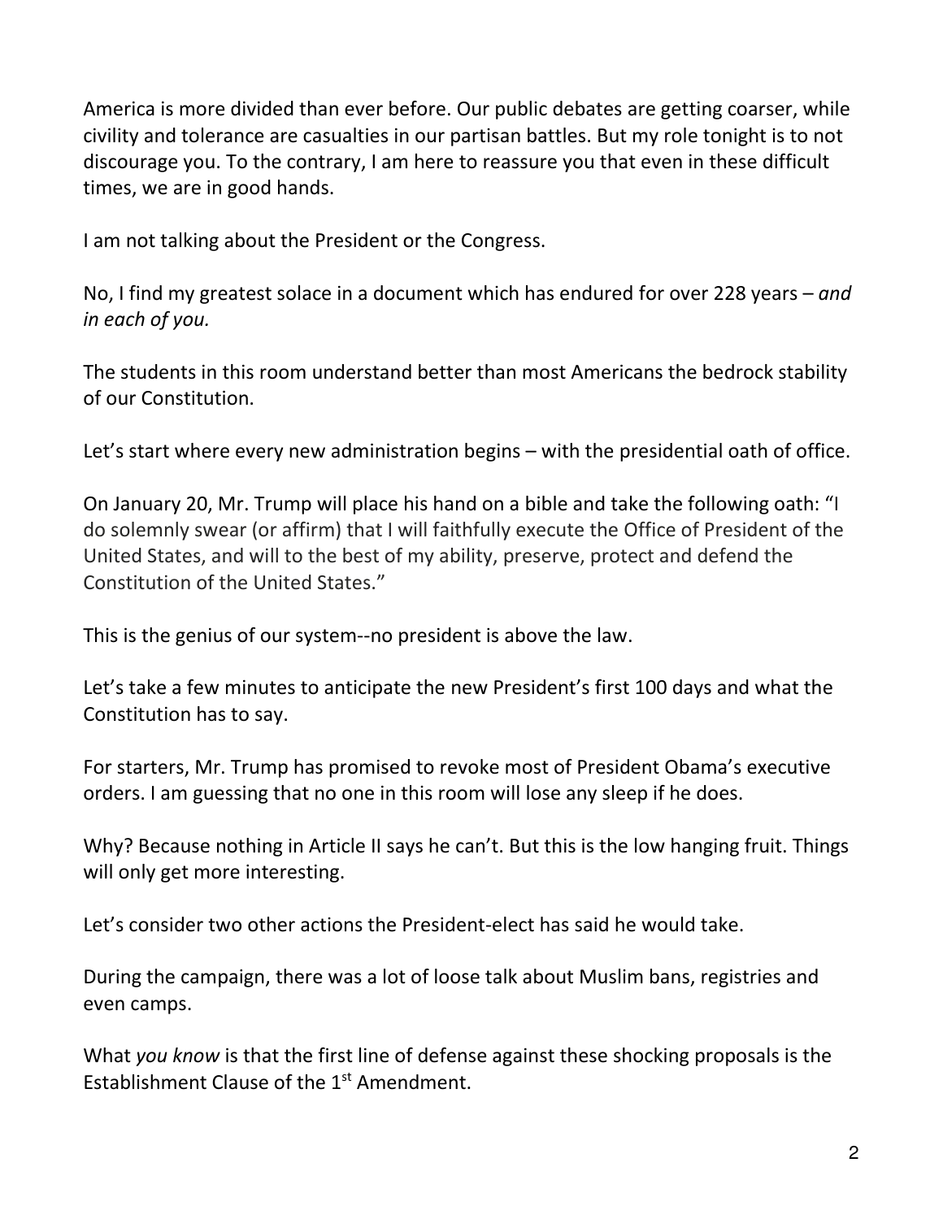America is more divided than ever before. Our public debates are getting coarser, while civility and tolerance are casualties in our partisan battles. But my role tonight is to not discourage you. To the contrary, I am here to reassure you that even in these difficult times, we are in good hands.

I am not talking about the President or the Congress.

No, I find my greatest solace in a document which has endured for over 228 years – *and in each of you.*

The students in this room understand better than most Americans the bedrock stability of our Constitution.

Let's start where every new administration begins – with the presidential oath of office.

On January 20, Mr. Trump will place his hand on a bible and take the following oath: "I do solemnly swear (or affirm) that I will faithfully execute the Office of President of the United States, and will to the best of my ability, preserve, protect and defend the Constitution of the United States."

This is the genius of our system--no president is above the law.

Let's take a few minutes to anticipate the new President's first 100 days and what the Constitution has to say.

For starters, Mr. Trump has promised to revoke most of President Obama's executive orders. I am guessing that no one in this room will lose any sleep if he does.

Why? Because nothing in Article II says he can't. But this is the low hanging fruit. Things will only get more interesting.

Let's consider two other actions the President-elect has said he would take.

During the campaign, there was a lot of loose talk about Muslim bans, registries and even camps.

What *you know* is that the first line of defense against these shocking proposals is the Establishment Clause of the 1st Amendment.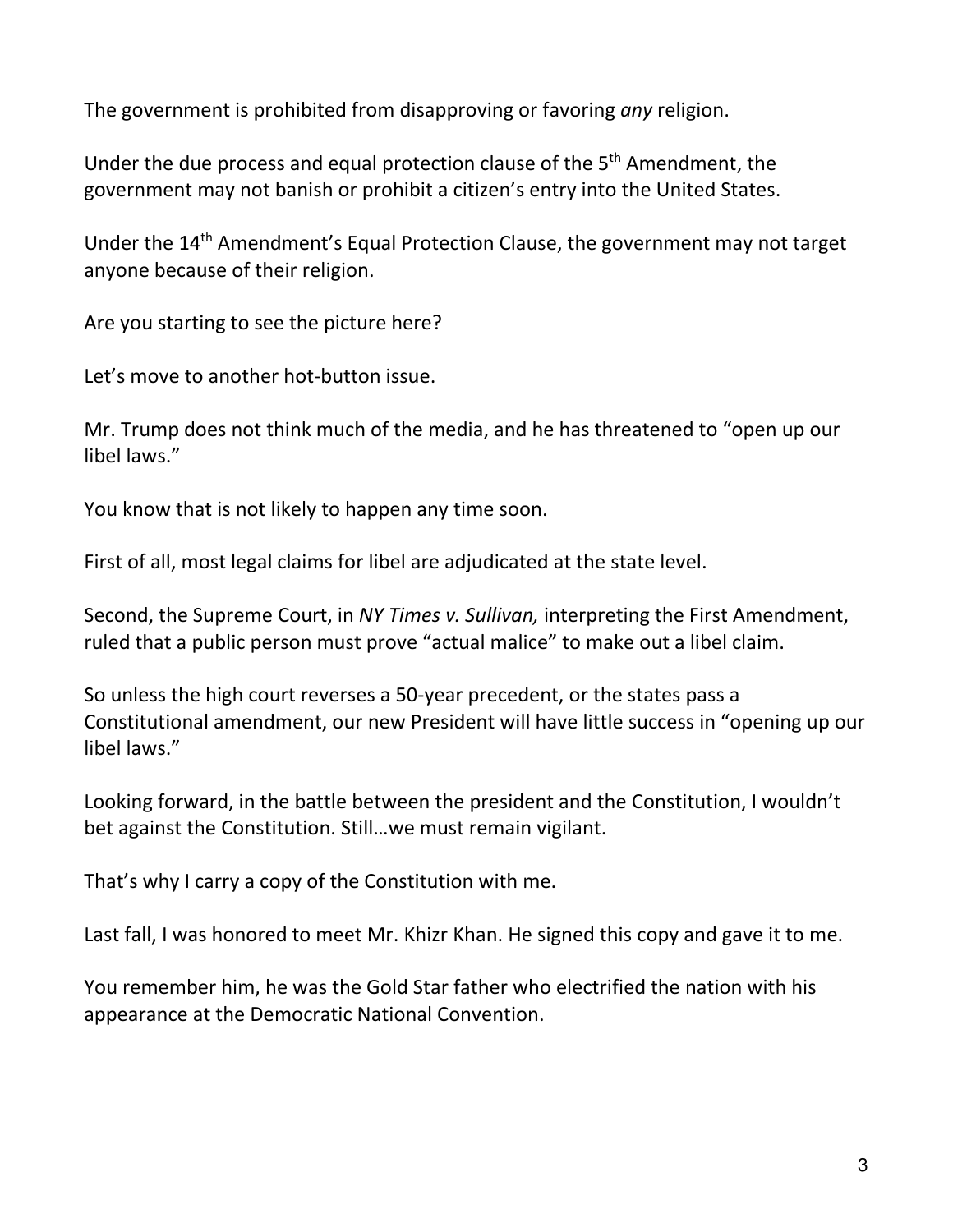The government is prohibited from disapproving or favoring *any* religion.

Under the due process and equal protection clause of the 5th Amendment, the government may not banish or prohibit a citizen's entry into the United States.

Under the 14th Amendment's Equal Protection Clause, the government may not target anyone because of their religion.

Are you starting to see the picture here?

Let's move to another hot-button issue.

Mr. Trump does not think much of the media, and he has threatened to "open up our libel laws."

You know that is not likely to happen any time soon.

First of all, most legal claims for libel are adjudicated at the state level.

Second, the Supreme Court, in *NY Times v. Sullivan,* interpreting the First Amendment, ruled that a public person must prove "actual malice" to make out a libel claim.

So unless the high court reverses a 50-year precedent, or the states pass a Constitutional amendment, our new President will have little success in "opening up our libel laws."

Looking forward, in the battle between the president and the Constitution, I wouldn't bet against the Constitution. Still…we must remain vigilant.

That's why I carry a copy of the Constitution with me.

Last fall, I was honored to meet Mr. Khizr Khan. He signed this copy and gave it to me.

You remember him, he was the Gold Star father who electrified the nation with his appearance at the Democratic National Convention.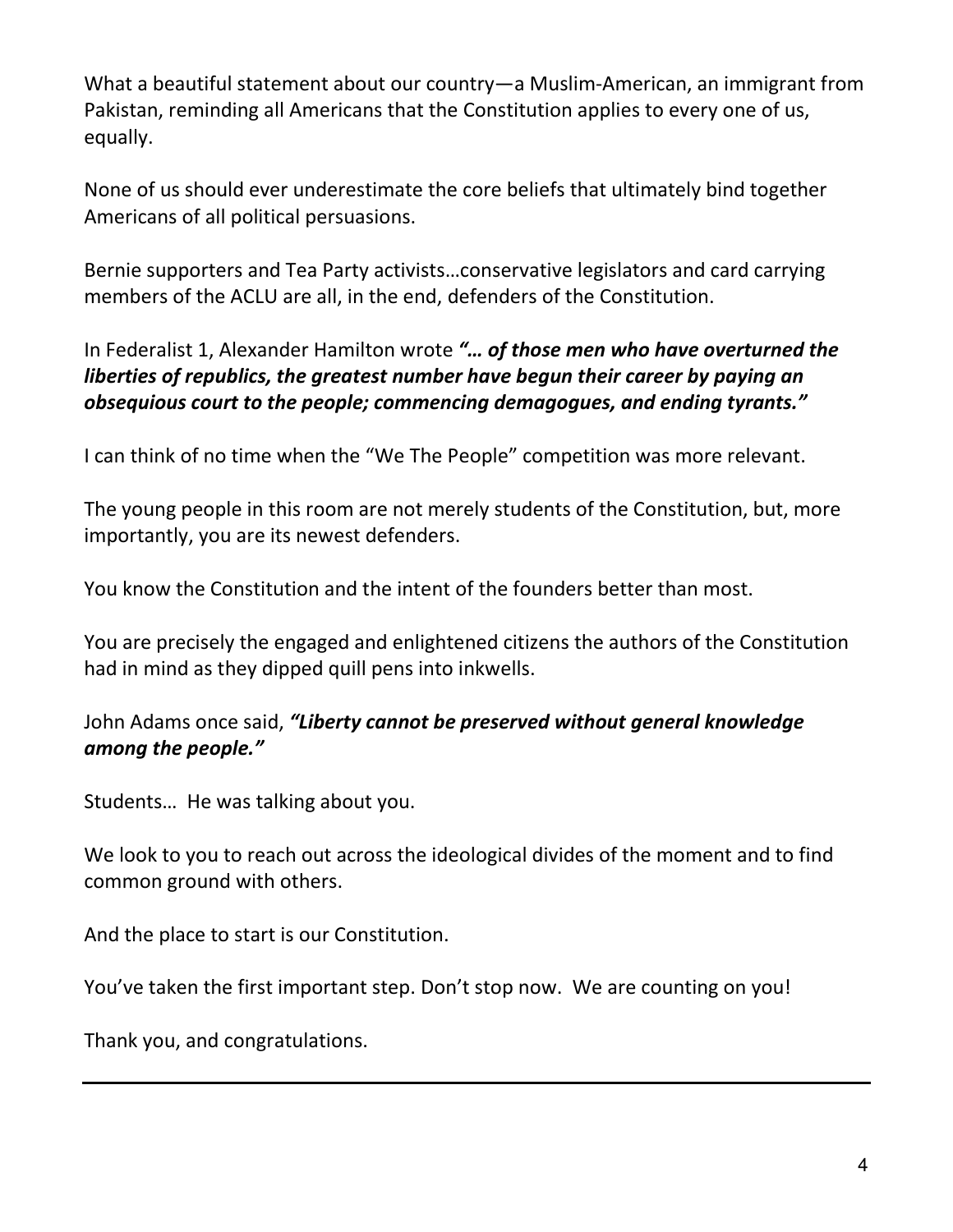What a beautiful statement about our country—a Muslim-American, an immigrant from Pakistan, reminding all Americans that the Constitution applies to every one of us, equally.

None of us should ever underestimate the core beliefs that ultimately bind together Americans of all political persuasions.

Bernie supporters and Tea Party activists…conservative legislators and card carrying members of the ACLU are all, in the end, defenders of the Constitution.

In Federalist 1, Alexander Hamilton wrote ***"… of those men who have overturned the liberties of republics, the greatest number have begun their career by paying an obsequious court to the people; commencing demagogues, and ending tyrants."***

I can think of no time when the "We The People" competition was more relevant.

The young people in this room are not merely students of the Constitution, but, more importantly, you are its newest defenders.

You know the Constitution and the intent of the founders better than most.

You are precisely the engaged and enlightened citizens the authors of the Constitution had in mind as they dipped quill pens into inkwells.

John Adams once said, ***"Liberty cannot be preserved without general knowledge among the people."***

Students… He was talking about you.

We look to you to reach out across the ideological divides of the moment and to find common ground with others.

And the place to start is our Constitution.

You've taken the first important step. Don't stop now. We are counting on you!

Thank you, and congratulations.

---